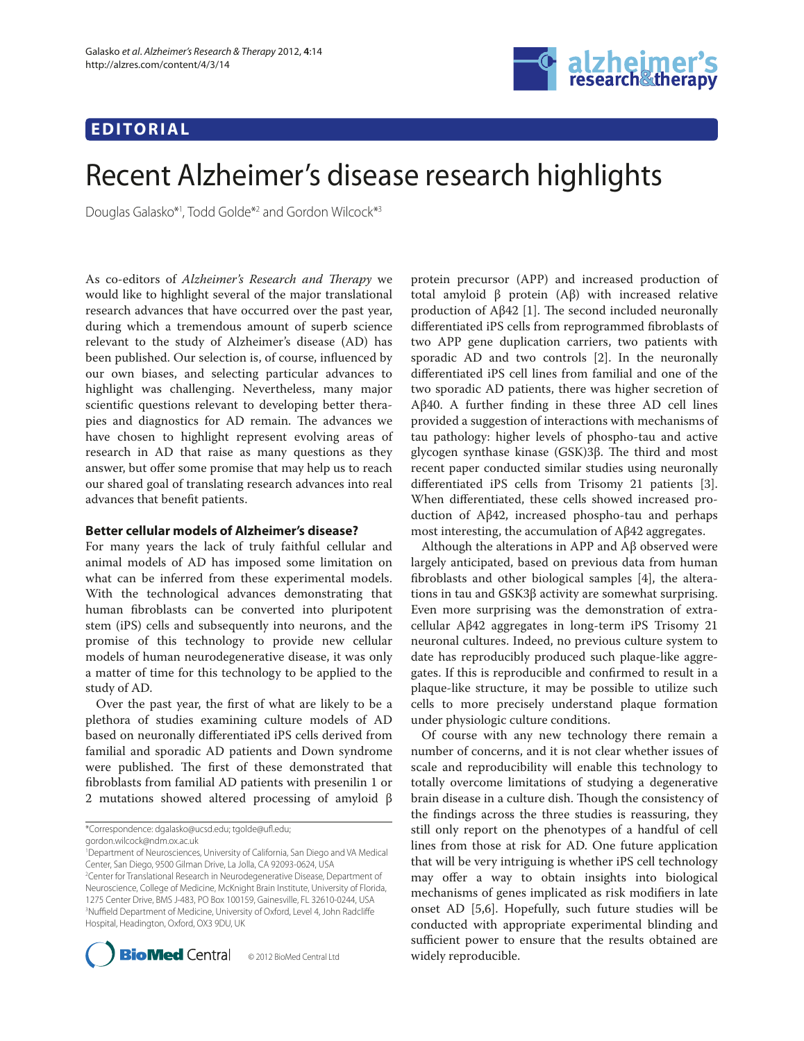## EDITORIAL

# Recent Alzheimer's disease research highlights

Douglas Galasko*[1], Todd Golde*[2] and Gordon Wilcock*[3]

As co-editors of *Alzheimer's Research and Therapy* we would like to highlight several of the major translational research advances that have occurred over the past year, during which a tremendous amount of superb science relevant to the study of Alzheimer's disease (AD) has been published. Our selection is, of course, influenced by our own biases, and selecting particular advances to highlight was challenging. Nevertheless, many major scientific questions relevant to developing better therapies and diagnostics for AD remain. The advances we have chosen to highlight represent evolving areas of research in AD that raise as many questions as they answer, but offer some promise that may help us to reach our shared goal of translating research advances into real advances that benefit patients.

### Better cellular models of Alzheimer's disease?

For many years the lack of truly faithful cellular and animal models of AD has imposed some limitation on what can be inferred from these experimental models. With the technological advances demonstrating that human fibroblasts can be converted into pluripotent stem (iPS) cells and subsequently into neurons, and the promise of this technology to provide new cellular models of human neurodegenerative disease, it was only a matter of time for this technology to be applied to the study of AD.

Over the past year, the first of what are likely to be a plethora of studies examining culture models of AD based on neuronally differentiated iPS cells derived from familial and sporadic AD patients and Down syndrome were published. The first of these demonstrated that fibroblasts from familial AD patients with presenilin 1 or 2 mutations showed altered processing of amyloid β protein precursor (APP) and increased production of total amyloid β protein (Aβ) with increased relative production of Aβ42 [1]. The second included neuronally differentiated iPS cells from reprogrammed fibroblasts of two APP gene duplication carriers, two patients with sporadic AD and two controls [2]. In the neuronally differentiated iPS cell lines from familial and one of the two sporadic AD patients, there was higher secretion of Aβ40. A further finding in these three AD cell lines provided a suggestion of interactions with mechanisms of tau pathology: higher levels of phospho-tau and active glycogen synthase kinase (GSK)3β. The third and most recent paper conducted similar studies using neuronally differentiated iPS cells from Trisomy 21 patients [3]. When differentiated, these cells showed increased production of Aβ42, increased phospho-tau and perhaps most interesting, the accumulation of Aβ42 aggregates.

Although the alterations in APP and Aβ observed were largely anticipated, based on previous data from human fibroblasts and other biological samples [4], the alterations in tau and GSK3β activity are somewhat surprising. Even more surprising was the demonstration of extracellular Aβ42 aggregates in long-term iPS Trisomy 21 neuronal cultures. Indeed, no previous culture system to date has reproducibly produced such plaque-like aggregates. If this is reproducible and confirmed to result in a plaque-like structure, it may be possible to utilize such cells to more precisely understand plaque formation under physiologic culture conditions.

Of course with any new technology there remain a number of concerns, and it is not clear whether issues of scale and reproducibility will enable this technology to totally overcome limitations of studying a degenerative brain disease in a culture dish. Though the consistency of the findings across the three studies is reassuring, they still only report on the phenotypes of a handful of cell lines from those at risk for AD. One future application that will be very intriguing is whether iPS cell technology may offer a way to obtain insights into biological mechanisms of genes implicated as risk modifiers in late onset AD [5,6]. Hopefully, such future studies will be conducted with appropriate experimental blinding and sufficient power to ensure that the results obtained are widely reproducible.

*Correspondence: dgalasko@ucsd.edu; tgolde@ufl.edu; gordon.wilcock@ndm.ox.ac.uk

[1]Department of Neurosciences, University of California, San Diego and VA Medical Center, San Diego, 9500 Gilman Drive, La Jolla, CA 92093-0624, USA

[2]Center for Translational Research in Neurodegenerative Disease, Department of Neuroscience, College of Medicine, McKnight Brain Institute, University of Florida, 1275 Center Drive, BMS J-483, PO Box 100159, Gainesville, FL 32610-0244, USA

[3]Nuffield Department of Medicine, University of Oxford, Level 4, John Radcliffe Hospital, Headington, Oxford, OX3 9DU, UK

© 2012 BioMed Central Ltd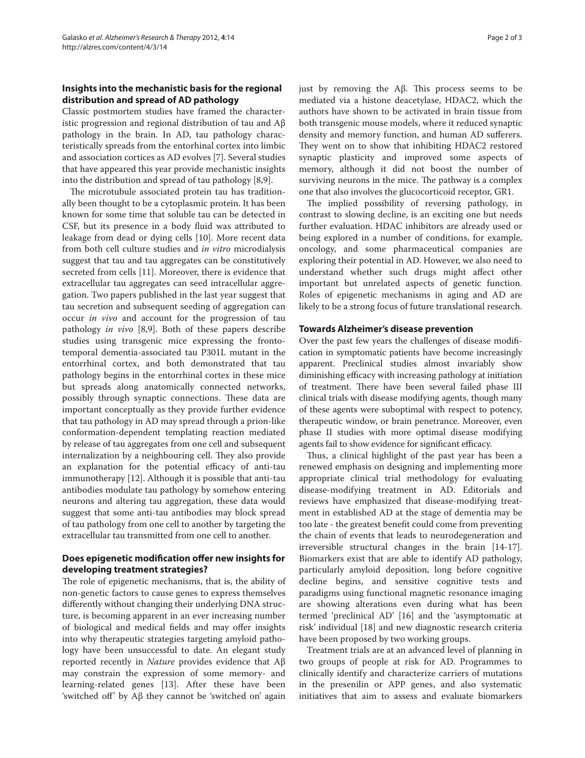## Insights into the mechanistic basis for the regional distribution and spread of AD pathology

Classic postmortem studies have framed the characteristic progression and regional distribution of tau and Aβ pathology in the brain. In AD, tau pathology characteristically spreads from the entorhinal cortex into limbic and association cortices as AD evolves [7]. Several studies that have appeared this year provide mechanistic insights into the distribution and spread of tau pathology [8,9].

The microtubule associated protein tau has traditionally been thought to be a cytoplasmic protein. It has been known for some time that soluble tau can be detected in CSF, but its presence in a body fluid was attributed to leakage from dead or dying cells [10]. More recent data from both cell culture studies and *in vitro* microdialysis suggest that tau and tau aggregates can be constitutively secreted from cells [11]. Moreover, there is evidence that extracellular tau aggregates can seed intracellular aggregation. Two papers published in the last year suggest that tau secretion and subsequent seeding of aggregation can occur *in vivo* and account for the progression of tau pathology *in vivo* [8,9]. Both of these papers describe studies using transgenic mice expressing the frontotemporal dementia-associated tau P301L mutant in the entorrhinal cortex, and both demonstrated that tau pathology begins in the entorrhinal cortex in these mice but spreads along anatomically connected networks, possibly through synaptic connections. These data are important conceptually as they provide further evidence that tau pathology in AD may spread through a prion-like conformation-dependent templating reaction mediated by release of tau aggregates from one cell and subsequent internalization by a neighbouring cell. They also provide an explanation for the potential efficacy of anti-tau immunotherapy [12]. Although it is possible that anti-tau antibodies modulate tau pathology by somehow entering neurons and altering tau aggregation, these data would suggest that some anti-tau antibodies may block spread of tau pathology from one cell to another by targeting the extracellular tau transmitted from one cell to another.

## Does epigenetic modification offer new insights for developing treatment strategies?

The role of epigenetic mechanisms, that is, the ability of non-genetic factors to cause genes to express themselves differently without changing their underlying DNA structure, is becoming apparent in an ever increasing number of biological and medical fields and may offer insights into why therapeutic strategies targeting amyloid pathology have been unsuccessful to date. An elegant study reported recently in *Nature* provides evidence that Aβ may constrain the expression of some memory- and learning-related genes [13]. After these have been 'switched off' by Aβ they cannot be 'switched on' again just by removing the Aβ. This process seems to be mediated via a histone deacetylase, HDAC2, which the authors have shown to be activated in brain tissue from both transgenic mouse models, where it reduced synaptic density and memory function, and human AD sufferers. They went on to show that inhibiting HDAC2 restored synaptic plasticity and improved some aspects of memory, although it did not boost the number of surviving neurons in the mice. The pathway is a complex one that also involves the glucocorticoid receptor, GR1.

The implied possibility of reversing pathology, in contrast to slowing decline, is an exciting one but needs further evaluation. HDAC inhibitors are already used or being explored in a number of conditions, for example, oncology, and some pharmaceutical companies are exploring their potential in AD. However, we also need to understand whether such drugs might affect other important but unrelated aspects of genetic function. Roles of epigenetic mechanisms in aging and AD are likely to be a strong focus of future translational research.

## Towards Alzheimer's disease prevention

Over the past few years the challenges of disease modification in symptomatic patients have become increasingly apparent. Preclinical studies almost invariably show diminishing efficacy with increasing pathology at initiation of treatment. There have been several failed phase III clinical trials with disease modifying agents, though many of these agents were suboptimal with respect to potency, therapeutic window, or brain penetrance. Moreover, even phase II studies with more optimal disease modifying agents fail to show evidence for significant efficacy.

Thus, a clinical highlight of the past year has been a renewed emphasis on designing and implementing more appropriate clinical trial methodology for evaluating disease-modifying treatment in AD. Editorials and reviews have emphasized that disease-modifying treatment in established AD at the stage of dementia may be too late - the greatest benefit could come from preventing the chain of events that leads to neurodegeneration and irreversible structural changes in the brain [14-17]. Biomarkers exist that are able to identify AD pathology, particularly amyloid deposition, long before cognitive decline begins, and sensitive cognitive tests and paradigms using functional magnetic resonance imaging are showing alterations even during what has been termed 'preclinical AD' [16] and the 'asymptomatic at risk' individual [18] and new diagnostic research criteria have been proposed by two working groups.

Treatment trials are at an advanced level of planning in two groups of people at risk for AD. Programmes to clinically identify and characterize carriers of mutations in the presenilin or APP genes, and also systematic initiatives that aim to assess and evaluate biomarkers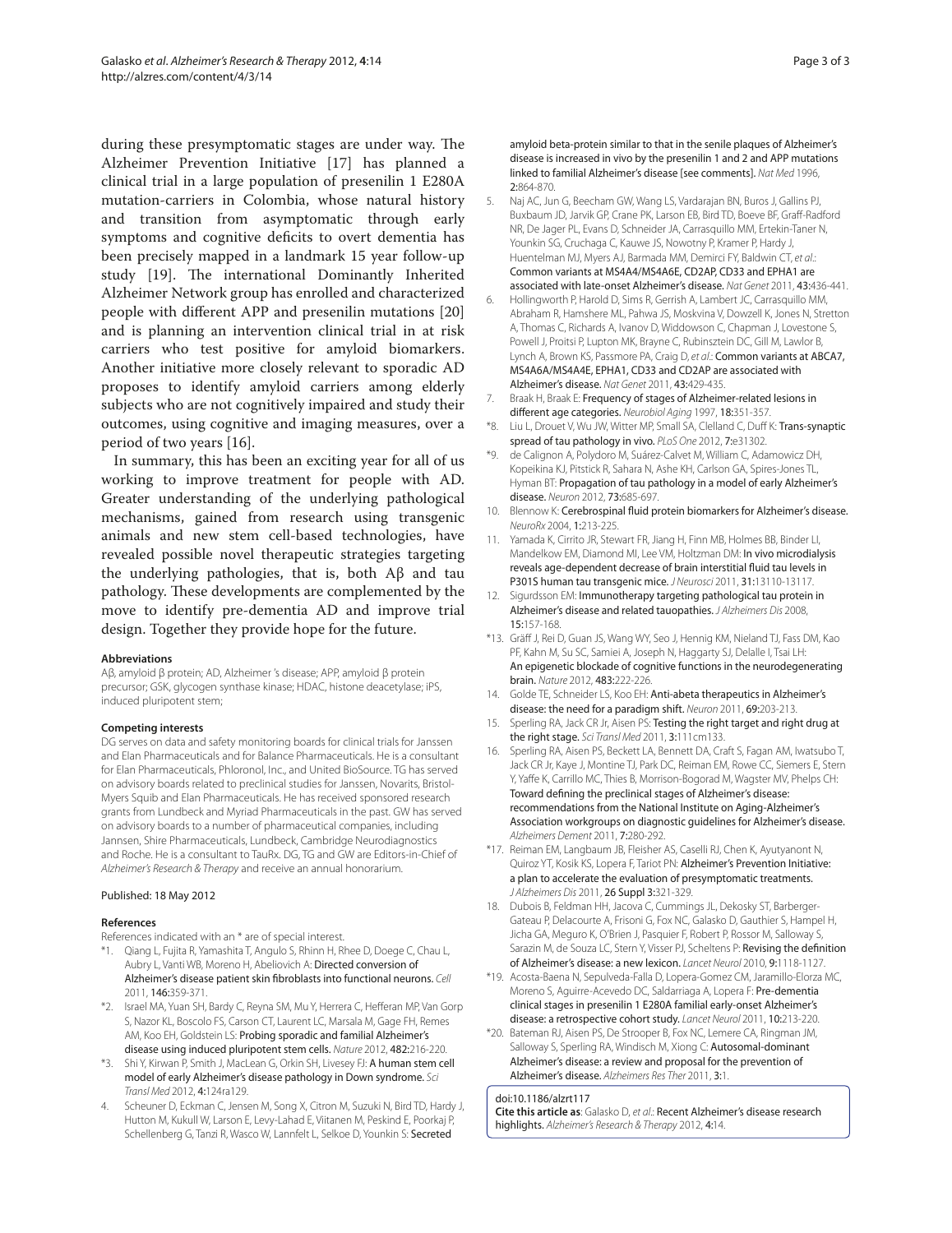during these presymptomatic stages are under way. The Alzheimer Prevention Initiative [17] has planned a clinical trial in a large population of presenilin 1 E280A mutation-carriers in Colombia, whose natural history and transition from asymptomatic through early symptoms and cognitive deficits to overt dementia has been precisely mapped in a landmark 15 year follow-up study [19]. The international Dominantly Inherited Alzheimer Network group has enrolled and characterized people with different APP and presenilin mutations [20] and is planning an intervention clinical trial in at risk carriers who test positive for amyloid biomarkers. Another initiative more closely relevant to sporadic AD proposes to identify amyloid carriers among elderly subjects who are not cognitively impaired and study their outcomes, using cognitive and imaging measures, over a period of two years [16].

In summary, this has been an exciting year for all of us working to improve treatment for people with AD. Greater understanding of the underlying pathological mechanisms, gained from research using transgenic animals and new stem cell-based technologies, have revealed possible novel therapeutic strategies targeting the underlying pathologies, that is, both Aβ and tau pathology. These developments are complemented by the move to identify pre-dementia AD and improve trial design. Together they provide hope for the future.

#### Abbreviations

Aβ, amyloid β protein; AD, Alzheimer 's disease; APP, amyloid β protein precursor; GSK, glycogen synthase kinase; HDAC, histone deacetylase; iPS, induced pluripotent stem;

#### Competing interests

DG serves on data and safety monitoring boards for clinical trials for Janssen and Elan Pharmaceuticals and for Balance Pharmaceuticals. He is a consultant for Elan Pharmaceuticals, Phloronol, Inc., and United BioSource. TG has served on advisory boards related to preclinical studies for Janssen, Novaritis, Bristol-Myers Squib and Elan Pharmaceuticals. He has received sponsored research grants from Lundbeck and Myriad Pharmaceuticals in the past. GW has served on advisory boards to a number of pharmaceutical companies, including Jannsen, Shire Pharmaceuticals, Lundbeck, Cambridge Neurodiagnostics and Roche. He is a consultant to TauRx. DG, TG and GW are Editors-in-Chief of *Alzheimer's Research & Therapy* and receive an annual honorarium.

Published: 18 May 2012

#### References

References indicated with an * are of special interest.

*1. Qiang L, Fujita R, Yamashita T, Angulo S, Rhinn H, Rhee D, Doege C, Chau L, Aubry L, Vanti WB, Moreno H, Abeliovich A: Directed conversion of Alzheimer's disease patient skin fibroblasts into functional neurons. *Cell* 2011, **146**:359-371.

*2. Israel MA, Yuan SH, Bardy C, Reyna SM, Mu Y, Herrera C, Hefferan MP, Van Gorp S, Nazor KL, Boscolo FS, Carson CT, Laurent LC, Marsala M, Gage FH, Remes AM, Koo EH, Goldstein LS: Probing sporadic and familial Alzheimer's disease using induced pluripotent stem cells. *Nature* 2012, **482**:216-220.

*3. Shi Y, Kirwan P, Smith J, MacLean G, Orkin SH, Livesey FJ: A human stem cell model of early Alzheimer's disease pathology in Down syndrome. *Sci Transl Med* 2012, **4**:124ra129.

4. Scheuner D, Eckman C, Jensen M, Song X, Citron M, Suzuki N, Bird TD, Hardy J, Hutton M, Kukull W, Larson E, Levy-Lahad E, Viitanen M, Peskind E, Poorkaj P, Schellenberg G, Tanzi R, Wasco W, Lannfelt L, Selkoe D, Younkin S: Secreted amyloid beta-protein similar to that in the senile plaques of Alzheimer's disease is increased in vivo by the presenilin 1 and 2 and APP mutations linked to familial Alzheimer's disease [see comments]. *Nat Med* 1996, **2**:864-870.

5. Naj AC, Jun G, Beecham GW, Wang LS, Vardarajan BN, Buros J, Gallins PJ, Buxbaum JD, Jarvik GP, Crane PK, Larson EB, Bird TD, Boeve BF, Graff-Radford NR, De Jager PL, Evans D, Schneider JA, Carrasquillo MM, Ertekin-Taner N, Younkin SG, Cruchaga C, Kauwe JS, Nowotny P, Kramer P, Hardy J, Huentelman MJ, Myers AJ, Barmada MM, Demirci FY, Baldwin CT, *et al.*: Common variants at MS4A4/MS4A6E, CD2AP, CD33 and EPHA1 are associated with late-onset Alzheimer's disease. *Nat Genet* 2011, **43**:436-441.

6. Hollingworth P, Harold D, Sims R, Gerrish A, Lambert JC, Carrasquillo MM, Abraham R, Hamshere ML, Pahwa JS, Moskvina V, Dowzell K, Jones N, Stretton A, Thomas C, Richards A, Ivanov D, Widdowson C, Chapman J, Lovestone S, Powell J, Proitsi P, Lupton MK, Brayne C, Rubinsztein DC, Gill M, Lawlor B, Lynch A, Brown KS, Passmore PA, Craig D, *et al.*: Common variants at ABCA7, MS4A6A/MS4A4E, EPHA1, CD33 and CD2AP are associated with Alzheimer's disease. *Nat Genet* 2011, **43**:429-435.

7. Braak H, Braak E: Frequency of stages of Alzheimer-related lesions in different age categories. *Neurobiol Aging* 1997, **18**:351-357.

*8. Liu L, Drouet V, Wu JW, Witter MP, Small SA, Clelland C, Duff K: Trans-synaptic spread of tau pathology in vivo. *PLoS One* 2012, **7**:e31302.

*9. de Calignon A, Polydoro M, Suárez-Calvet M, William C, Adamowicz DH, Kopeikina KJ, Pitstick R, Sahara N, Ashe KH, Carlson GA, Spires-Jones TL, Hyman BT: Propagation of tau pathology in a model of early Alzheimer's disease. *Neuron* 2012, **73**:685-697.

10. Blennow K: Cerebrospinal fluid protein biomarkers for Alzheimer's disease. *NeuroRx* 2004, **1**:213-225.

11. Yamada K, Cirrito JR, Stewart FR, Jiang H, Finn MB, Holmes BB, Binder LI, Mandelkow EM, Diamond MI, Lee VM, Holtzman DM: In vivo microdialysis reveals age-dependent decrease of brain interstitial fluid tau levels in P301S human tau transgenic mice. *J Neurosci* 2011, **31**:13110-13117.

12. Sigurdsson EM: Immunotherapy targeting pathological tau protein in Alzheimer's disease and related tauopathies. *J Alzheimers Dis* 2008, **15**:157-168.

*13. Gräff J, Rei D, Guan JS, Wang WY, Seo J, Hennig KM, Nieland TJ, Fass DM, Kao PF, Kahn M, Su SC, Samiei A, Joseph N, Haggarty SJ, Delalle I, Tsai LH: An epigenetic blockade of cognitive functions in the neurodegenerating brain. *Nature* 2012, **483**:222-226.

14. Golde TE, Schneider LS, Koo EH: Anti-abeta therapeutics in Alzheimer's disease: the need for a paradigm shift. *Neuron* 2011, **69**:203-213.

15. Sperling RA, Jack CR Jr, Aisen PS: Testing the right target and right drug at the right stage. *Sci Transl Med* 2011, **3**:111cm133.

16. Sperling RA, Aisen PS, Beckett LA, Bennett DA, Craft S, Fagan AM, Iwatsubo T, Jack CR Jr, Kaye J, Montine TJ, Park DC, Reiman EM, Rowe CC, Siemers E, Stern Y, Yaffe K, Carrillo MC, Thies B, Morrison-Bogorad M, Wagster MV, Phelps CH: Toward defining the preclinical stages of Alzheimer's disease: recommendations from the National Institute on Aging-Alzheimer's Association workgroups on diagnostic guidelines for Alzheimer's disease. *Alzheimers Dement* 2011, **7**:280-292.

*17. Reiman EM, Langbaum JB, Fleisher AS, Caselli RJ, Chen K, Ayutyanont N, Quiroz YT, Kosik KS, Lopera F, Tariot PN: Alzheimer's Prevention Initiative: a plan to accelerate the evaluation of presymptomatic treatments. *J Alzheimers Dis* 2011, **26 Suppl 3**:321-329.

18. Dubois B, Feldman HH, Jacova C, Cummings JL, Dekosky ST, Barberger-Gateau P, Delacourte A, Frisoni G, Fox NC, Galasko D, Gauthier S, Hampel H, Jicha GA, Meguro K, O'Brien J, Pasquier F, Robert P, Rossor M, Salloway S, Sarazin M, de Souza LC, Stern Y, Visser PJ, Scheltens P: Revising the definition of Alzheimer's disease: a new lexicon. *Lancet Neurol* 2010, **9**:1118-1127.

*19. Acosta-Baena N, Sepulveda-Falla D, Lopera-Gomez CM, Jaramillo-Elorza MC, Moreno S, Aguirre-Acevedo DC, Saldarriaga A, Lopera F: Pre-dementia clinical stages in presenilin 1 E280A familial early-onset Alzheimer's disease: a retrospective cohort study. *Lancet Neurol* 2011, **10**:213-220.

*20. Bateman RJ, Aisen PS, De Strooper B, Fox NC, Lemere CA, Ringman JM, Salloway S, Sperling RA, Windisch M, Xiong C: Autosomal-dominant Alzheimer's disease: a review and proposal for the prevention of Alzheimer's disease. *Alzheimers Res Ther* 2011, **3**:1.

doi:10.1186/alzrt117

**Cite this article as**: Galasko D, *et al.*: Recent Alzheimer's disease research highlights. *Alzheimer's Research & Therapy* 2012, **4**:14.